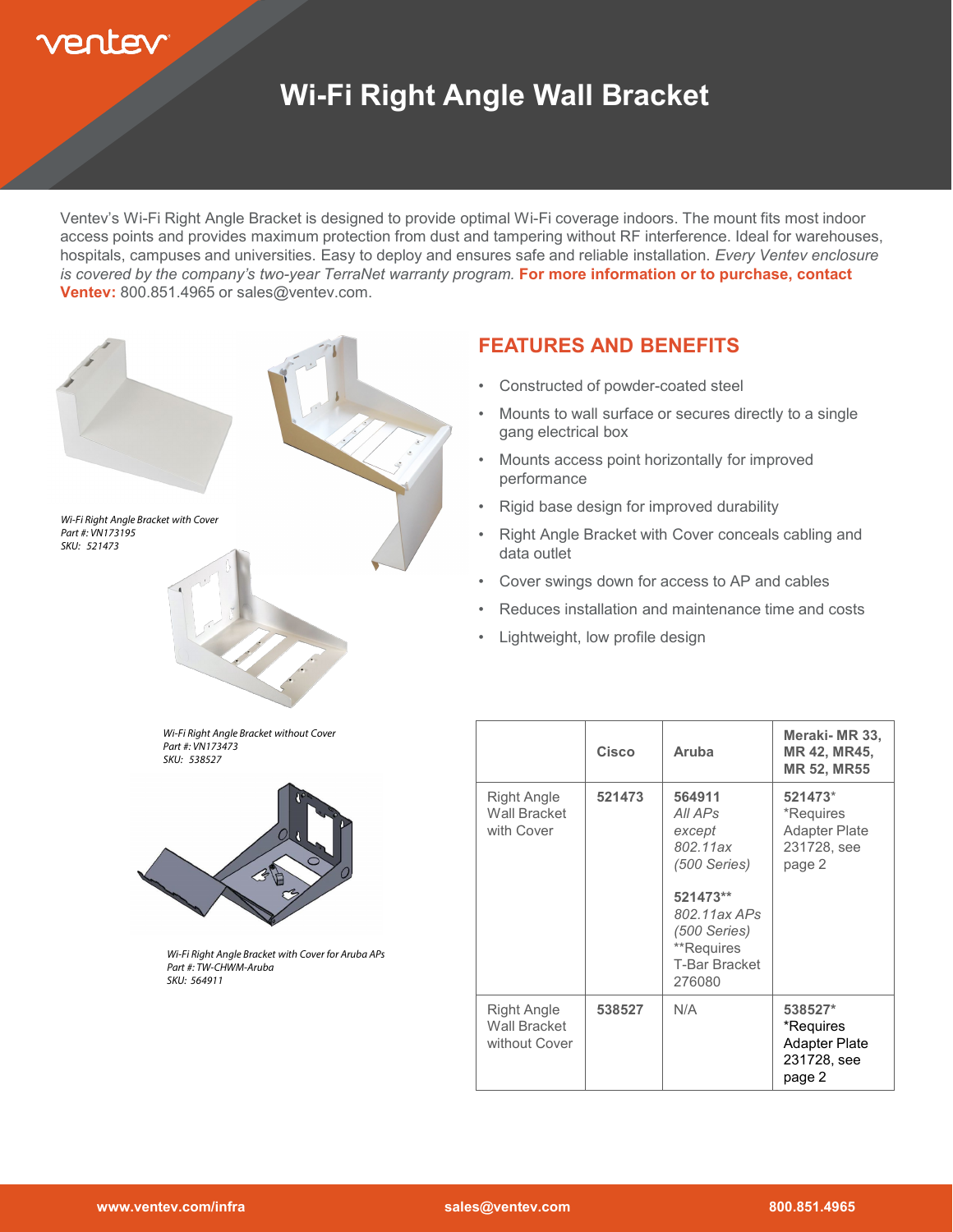# Wi-Fi Right Angle Wall Bracket

Ventev's Wi-Fi Right Angle Bracket is designed to provide optimal Wi-Fi coverage indoors. The mount fits most indoor access points and provides maximum protection from dust and tampering without RF interference. Ideal for warehouses, hospitals, campuses and universities. Easy to deploy and ensures safe and reliable installation. *Every Ventev enclosure is covered by the company's two-year TerraNet warranty program.* **For more information or to purchase, contact Ventev:** 800.851.4965 or sales@ventev.com.

*Wi-Fi Right Angle Bracket with Cover*
*Part #: VN173195*
*SKU: 521473*

*Wi-Fi Right Angle Bracket without Cover*
*Part #: VN173473*
*SKU: 538527*

*Wi-Fi Right Angle Bracket with Cover for Aruba APs*
*Part #: TW-CHWM-Aruba*
*SKU: 564911*

## FEATURES AND BENEFITS

- Constructed of powder-coated steel
- Mounts to wall surface or secures directly to a single gang electrical box
- Mounts access point horizontally for improved performance
- Rigid base design for improved durability
- Right Angle Bracket with Cover conceals cabling and data outlet
- Cover swings down for access to AP and cables
- Reduces installation and maintenance time and costs
- Lightweight, low profile design

| | **Cisco** | **Aruba** | **Meraki- MR 33, MR 42, MR45, MR 52, MR55** |
|---|---|---|---|
| Right Angle Wall Bracket with Cover | **521473** | **564911** *All APs except 802.11ax (500 Series)* **521473**** *802.11ax APs (500 Series)* **Requires T-Bar Bracket 276080 | **521473*** *Requires Adapter Plate 231728, see page 2 |
| Right Angle Wall Bracket without Cover | **538527** | N/A | **538527*** *Requires Adapter Plate 231728, see page 2 |

www.ventev.com/infra | sales@ventev.com | 800.851.4965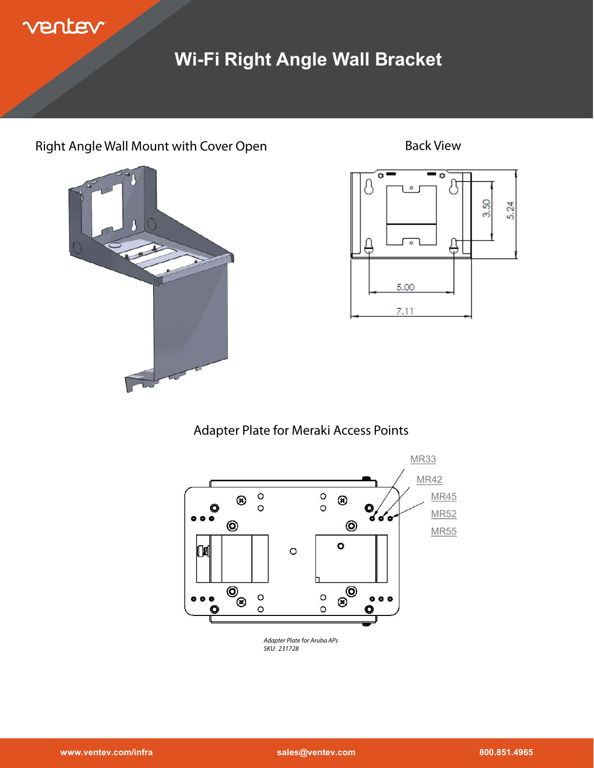# Wi-Fi Right Angle Wall Bracket

Right Angle Wall Mount with Cover Open

Back View

3.50

5.24

5.00

7.11

Adapter Plate for Meraki Access Points

MR33

MR42

MR45

MR52

MR55

*Adapter Plate for Aruba APs*
*SKU: 231728*

www.ventev.com/infra | sales@ventev.com | 800.851.4965